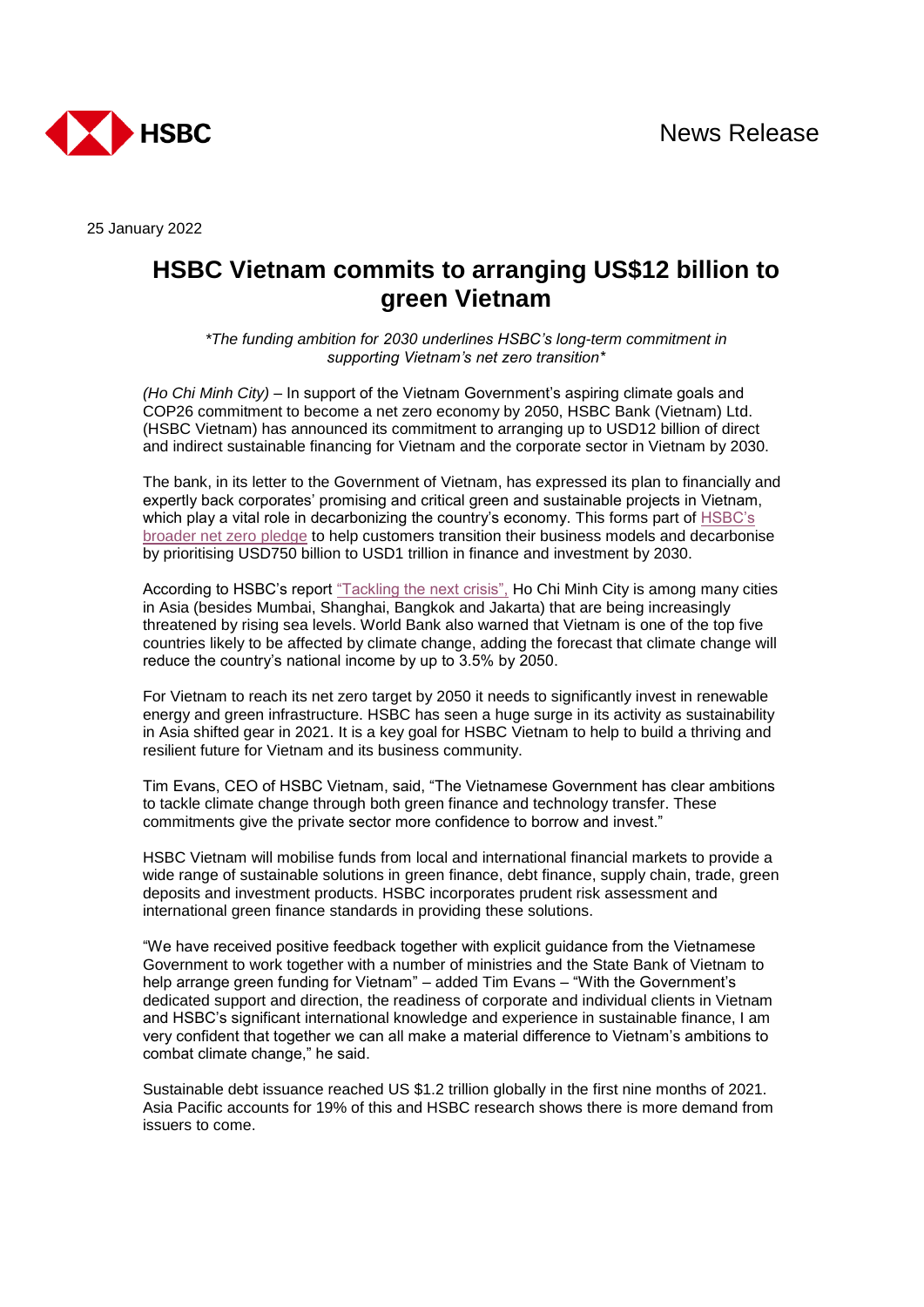HSBC

News Release

25 January 2022

# HSBC Vietnam commits to arranging US$12 billion to green Vietnam

*\*The funding ambition for 2030 underlines HSBC's long-term commitment in supporting Vietnam's net zero transition\**

*(Ho Chi Minh City)* – In support of the Vietnam Government's aspiring climate goals and COP26 commitment to become a net zero economy by 2050, HSBC Bank (Vietnam) Ltd. (HSBC Vietnam) has announced its commitment to arranging up to USD12 billion of direct and indirect sustainable financing for Vietnam and the corporate sector in Vietnam by 2030.

The bank, in its letter to the Government of Vietnam, has expressed its plan to financially and expertly back corporates' promising and critical green and sustainable projects in Vietnam, which play a vital role in decarbonizing the country's economy. This forms part of HSBC's broader net zero pledge to help customers transition their business models and decarbonise by prioritising USD750 billion to USD1 trillion in finance and investment by 2030.

According to HSBC's report "Tackling the next crisis", Ho Chi Minh City is among many cities in Asia (besides Mumbai, Shanghai, Bangkok and Jakarta) that are being increasingly threatened by rising sea levels. World Bank also warned that Vietnam is one of the top five countries likely to be affected by climate change, adding the forecast that climate change will reduce the country's national income by up to 3.5% by 2050.

For Vietnam to reach its net zero target by 2050 it needs to significantly invest in renewable energy and green infrastructure. HSBC has seen a huge surge in its activity as sustainability in Asia shifted gear in 2021. It is a key goal for HSBC Vietnam to help to build a thriving and resilient future for Vietnam and its business community.

Tim Evans, CEO of HSBC Vietnam, said, "The Vietnamese Government has clear ambitions to tackle climate change through both green finance and technology transfer. These commitments give the private sector more confidence to borrow and invest."

HSBC Vietnam will mobilise funds from local and international financial markets to provide a wide range of sustainable solutions in green finance, debt finance, supply chain, trade, green deposits and investment products. HSBC incorporates prudent risk assessment and international green finance standards in providing these solutions.

"We have received positive feedback together with explicit guidance from the Vietnamese Government to work together with a number of ministries and the State Bank of Vietnam to help arrange green funding for Vietnam" – added Tim Evans – "With the Government's dedicated support and direction, the readiness of corporate and individual clients in Vietnam and HSBC's significant international knowledge and experience in sustainable finance, I am very confident that together we can all make a material difference to Vietnam's ambitions to combat climate change," he said.

Sustainable debt issuance reached US $1.2 trillion globally in the first nine months of 2021. Asia Pacific accounts for 19% of this and HSBC research shows there is more demand from issuers to come.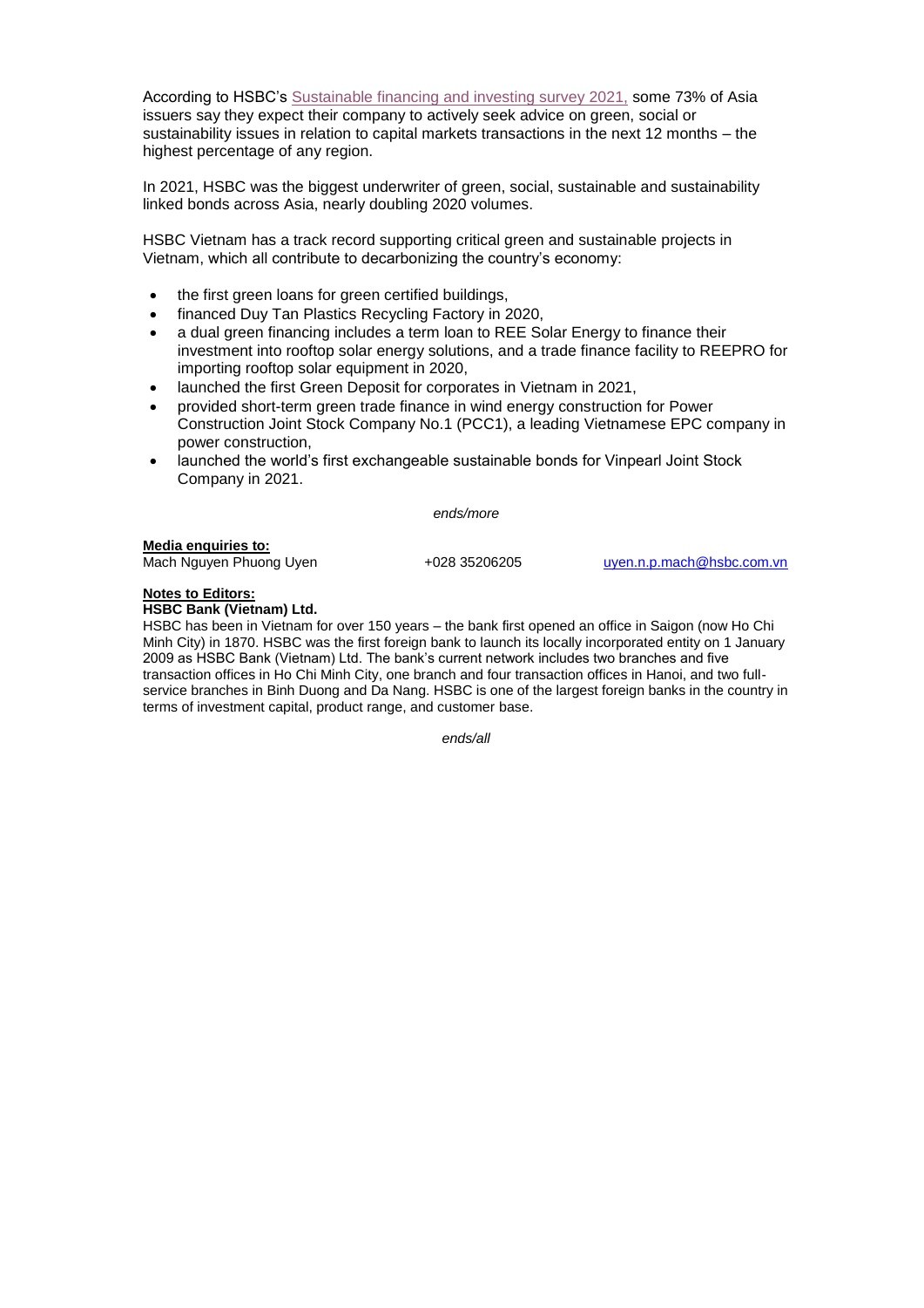According to HSBC's Sustainable financing and investing survey 2021, some 73% of Asia issuers say they expect their company to actively seek advice on green, social or sustainability issues in relation to capital markets transactions in the next 12 months – the highest percentage of any region.

In 2021, HSBC was the biggest underwriter of green, social, sustainable and sustainability linked bonds across Asia, nearly doubling 2020 volumes.

HSBC Vietnam has a track record supporting critical green and sustainable projects in Vietnam, which all contribute to decarbonizing the country's economy:

- the first green loans for green certified buildings,
- financed Duy Tan Plastics Recycling Factory in 2020,
- a dual green financing includes a term loan to REE Solar Energy to finance their investment into rooftop solar energy solutions, and a trade finance facility to REEPRO for importing rooftop solar equipment in 2020,
- launched the first Green Deposit for corporates in Vietnam in 2021,
- provided short-term green trade finance in wind energy construction for Power Construction Joint Stock Company No.1 (PCC1), a leading Vietnamese EPC company in power construction,
- launched the world's first exchangeable sustainable bonds for Vinpearl Joint Stock Company in 2021.

*ends/more*

**Media enquiries to:**

Mach Nguyen Phuong Uyen +028 35206205 uyen.n.p.mach@hsbc.com.vn

**Notes to Editors:**

**HSBC Bank (Vietnam) Ltd.**

HSBC has been in Vietnam for over 150 years – the bank first opened an office in Saigon (now Ho Chi Minh City) in 1870. HSBC was the first foreign bank to launch its locally incorporated entity on 1 January 2009 as HSBC Bank (Vietnam) Ltd. The bank's current network includes two branches and five transaction offices in Ho Chi Minh City, one branch and four transaction offices in Hanoi, and two full-service branches in Binh Duong and Da Nang. HSBC is one of the largest foreign banks in the country in terms of investment capital, product range, and customer base.

*ends/all*